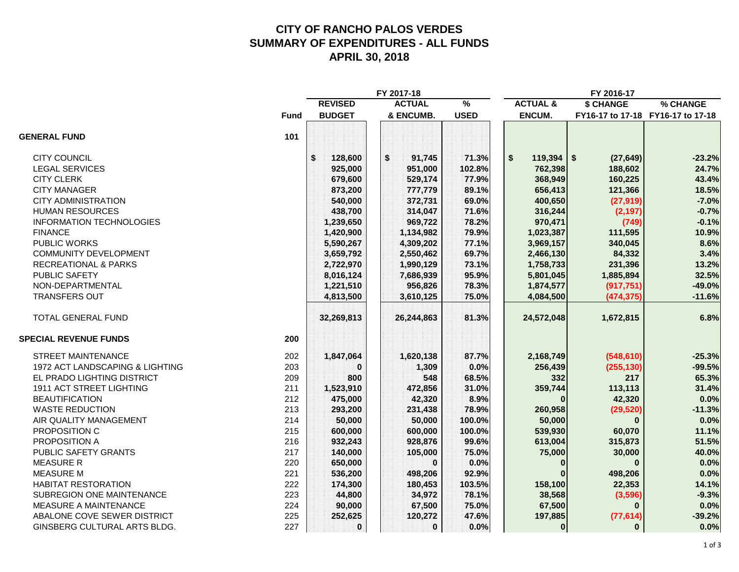# CITY OF RANCHO PALOS VERDES
# SUMMARY OF EXPENDITURES - ALL FUNDS
# APRIL 30, 2018

| | Fund | FY 2017-18 REVISED BUDGET | FY 2017-18 ACTUAL & ENCUMB. | FY 2017-18 % USED | FY 2016-17 ACTUAL & ENCUM. | FY 2016-17 $ CHANGE FY16-17 to 17-18 | FY 2016-17 % CHANGE FY16-17 to 17-18 |
|---|---|---|---|---|---|---|---|
| **GENERAL FUND** | 101 | | | | | | |
| CITY COUNCIL | | $ 128,600 | $ 91,745 | 71.3% | $ 119,394 | $ (27,649) | -23.2% |
| LEGAL SERVICES | | 925,000 | 951,000 | 102.8% | 762,398 | 188,602 | 24.7% |
| CITY CLERK | | 679,600 | 529,174 | 77.9% | 368,949 | 160,225 | 43.4% |
| CITY MANAGER | | 873,200 | 777,779 | 89.1% | 656,413 | 121,366 | 18.5% |
| CITY ADMINISTRATION | | 540,000 | 372,731 | 69.0% | 400,650 | (27,919) | -7.0% |
| HUMAN RESOURCES | | 438,700 | 314,047 | 71.6% | 316,244 | (2,197) | -0.7% |
| INFORMATION TECHNOLOGIES | | 1,239,650 | 969,722 | 78.2% | 970,471 | (749) | -0.1% |
| FINANCE | | 1,420,900 | 1,134,982 | 79.9% | 1,023,387 | 111,595 | 10.9% |
| PUBLIC WORKS | | 5,590,267 | 4,309,202 | 77.1% | 3,969,157 | 340,045 | 8.6% |
| COMMUNITY DEVELOPMENT | | 3,659,792 | 2,550,462 | 69.7% | 2,466,130 | 84,332 | 3.4% |
| RECREATIONAL & PARKS | | 2,722,970 | 1,990,129 | 73.1% | 1,758,733 | 231,396 | 13.2% |
| PUBLIC SAFETY | | 8,016,124 | 7,686,939 | 95.9% | 5,801,045 | 1,885,894 | 32.5% |
| NON-DEPARTMENTAL | | 1,221,510 | 956,826 | 78.3% | 1,874,577 | (917,751) | -49.0% |
| TRANSFERS OUT | | 4,813,500 | 3,610,125 | 75.0% | 4,084,500 | (474,375) | -11.6% |
| TOTAL GENERAL FUND | | 32,269,813 | 26,244,863 | 81.3% | 24,572,048 | 1,672,815 | 6.8% |
| **SPECIAL REVENUE FUNDS** | 200 | | | | | | |
| STREET MAINTENANCE | 202 | 1,847,064 | 1,620,138 | 87.7% | 2,168,749 | (548,610) | -25.3% |
| 1972 ACT LANDSCAPING & LIGHTING | 203 | 0 | 1,309 | 0.0% | 256,439 | (255,130) | -99.5% |
| EL PRADO LIGHTING DISTRICT | 209 | 800 | 548 | 68.5% | 332 | 217 | 65.3% |
| 1911 ACT STREET LIGHTING | 211 | 1,523,910 | 472,856 | 31.0% | 359,744 | 113,113 | 31.4% |
| BEAUTIFICATION | 212 | 475,000 | 42,320 | 8.9% | 0 | 42,320 | 0.0% |
| WASTE REDUCTION | 213 | 293,200 | 231,438 | 78.9% | 260,958 | (29,520) | -11.3% |
| AIR QUALITY MANAGEMENT | 214 | 50,000 | 50,000 | 100.0% | 50,000 | 0 | 0.0% |
| PROPOSITION C | 215 | 600,000 | 600,000 | 100.0% | 539,930 | 60,070 | 11.1% |
| PROPOSITION A | 216 | 932,243 | 928,876 | 99.6% | 613,004 | 315,873 | 51.5% |
| PUBLIC SAFETY GRANTS | 217 | 140,000 | 105,000 | 75.0% | 75,000 | 30,000 | 40.0% |
| MEASURE R | 220 | 650,000 | 0 | 0.0% | 0 | 0 | 0.0% |
| MEASURE M | 221 | 536,200 | 498,206 | 92.9% | 0 | 498,206 | 0.0% |
| HABITAT RESTORATION | 222 | 174,300 | 180,453 | 103.5% | 158,100 | 22,353 | 14.1% |
| SUBREGION ONE MAINTENANCE | 223 | 44,800 | 34,972 | 78.1% | 38,568 | (3,596) | -9.3% |
| MEASURE A MAINTENANCE | 224 | 90,000 | 67,500 | 75.0% | 67,500 | 0 | 0.0% |
| ABALONE COVE SEWER DISTRICT | 225 | 252,625 | 120,272 | 47.6% | 197,885 | (77,614) | -39.2% |
| GINSBERG CULTURAL ARTS BLDG. | 227 | 0 | 0 | 0.0% | 0 | 0 | 0.0% |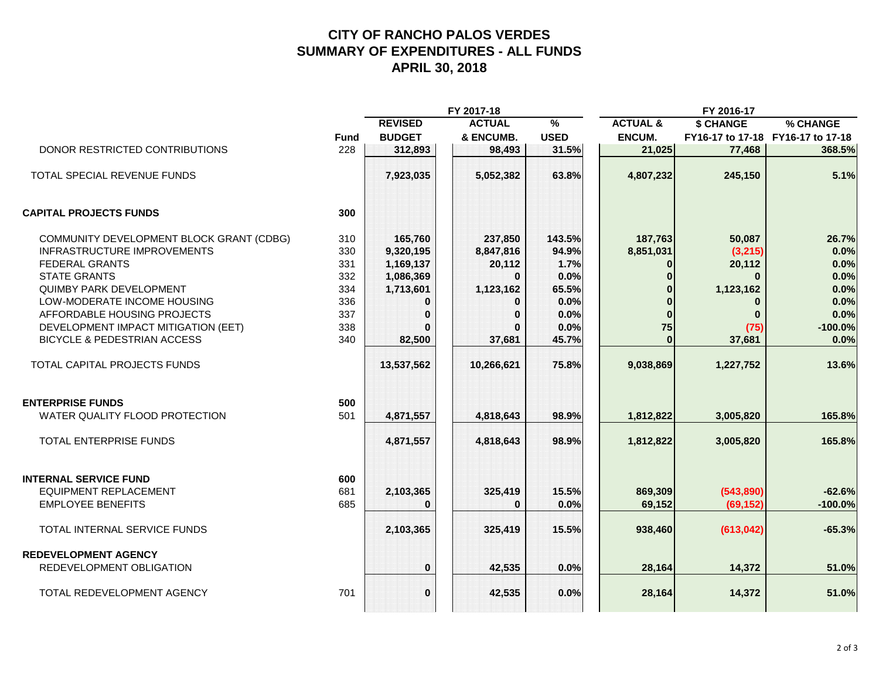# CITY OF RANCHO PALOS VERDES
# SUMMARY OF EXPENDITURES - ALL FUNDS
# APRIL 30, 2018

| | | FY 2017-18 | | | FY 2016-17 | | |
|---|---|---|---|---|---|---|---|
| | Fund | REVISED BUDGET | ACTUAL & ENCUMB. | % USED | ACTUAL & ENCUM. | $ CHANGE FY16-17 to 17-18 | % CHANGE FY16-17 to 17-18 |
| DONOR RESTRICTED CONTRIBUTIONS | 228 | 312,893 | 98,493 | 31.5% | 21,025 | 77,468 | 368.5% |
| TOTAL SPECIAL REVENUE FUNDS | | 7,923,035 | 5,052,382 | 63.8% | 4,807,232 | 245,150 | 5.1% |
| **CAPITAL PROJECTS FUNDS** | 300 | | | | | | |
| COMMUNITY DEVELOPMENT BLOCK GRANT (CDBG) | 310 | 165,760 | 237,850 | 143.5% | 187,763 | 50,087 | 26.7% |
| INFRASTRUCTURE IMPROVEMENTS | 330 | 9,320,195 | 8,847,816 | 94.9% | 8,851,031 | (3,215) | 0.0% |
| FEDERAL GRANTS | 331 | 1,169,137 | 20,112 | 1.7% | 0 | 20,112 | 0.0% |
| STATE GRANTS | 332 | 1,086,369 | 0 | 0.0% | 0 | 0 | 0.0% |
| QUIMBY PARK DEVELOPMENT | 334 | 1,713,601 | 1,123,162 | 65.5% | 0 | 1,123,162 | 0.0% |
| LOW-MODERATE INCOME HOUSING | 336 | 0 | 0 | 0.0% | 0 | 0 | 0.0% |
| AFFORDABLE HOUSING PROJECTS | 337 | 0 | 0 | 0.0% | 0 | 0 | 0.0% |
| DEVELOPMENT IMPACT MITIGATION (EET) | 338 | 0 | 0 | 0.0% | 75 | (75) | -100.0% |
| BICYCLE & PEDESTRIAN ACCESS | 340 | 82,500 | 37,681 | 45.7% | 0 | 37,681 | 0.0% |
| TOTAL CAPITAL PROJECTS FUNDS | | 13,537,562 | 10,266,621 | 75.8% | 9,038,869 | 1,227,752 | 13.6% |
| **ENTERPRISE FUNDS** | 500 | | | | | | |
| WATER QUALITY FLOOD PROTECTION | 501 | 4,871,557 | 4,818,643 | 98.9% | 1,812,822 | 3,005,820 | 165.8% |
| TOTAL ENTERPRISE FUNDS | | 4,871,557 | 4,818,643 | 98.9% | 1,812,822 | 3,005,820 | 165.8% |
| **INTERNAL SERVICE FUND** | 600 | | | | | | |
| EQUIPMENT REPLACEMENT | 681 | 2,103,365 | 325,419 | 15.5% | 869,309 | (543,890) | -62.6% |
| EMPLOYEE BENEFITS | 685 | 0 | 0 | 0.0% | 69,152 | (69,152) | -100.0% |
| TOTAL INTERNAL SERVICE FUNDS | | 2,103,365 | 325,419 | 15.5% | 938,460 | (613,042) | -65.3% |
| **REDEVELOPMENT AGENCY** | | | | | | | |
| REDEVELOPMENT OBLIGATION | | 0 | 42,535 | 0.0% | 28,164 | 14,372 | 51.0% |
| TOTAL REDEVELOPMENT AGENCY | 701 | 0 | 42,535 | 0.0% | 28,164 | 14,372 | 51.0% |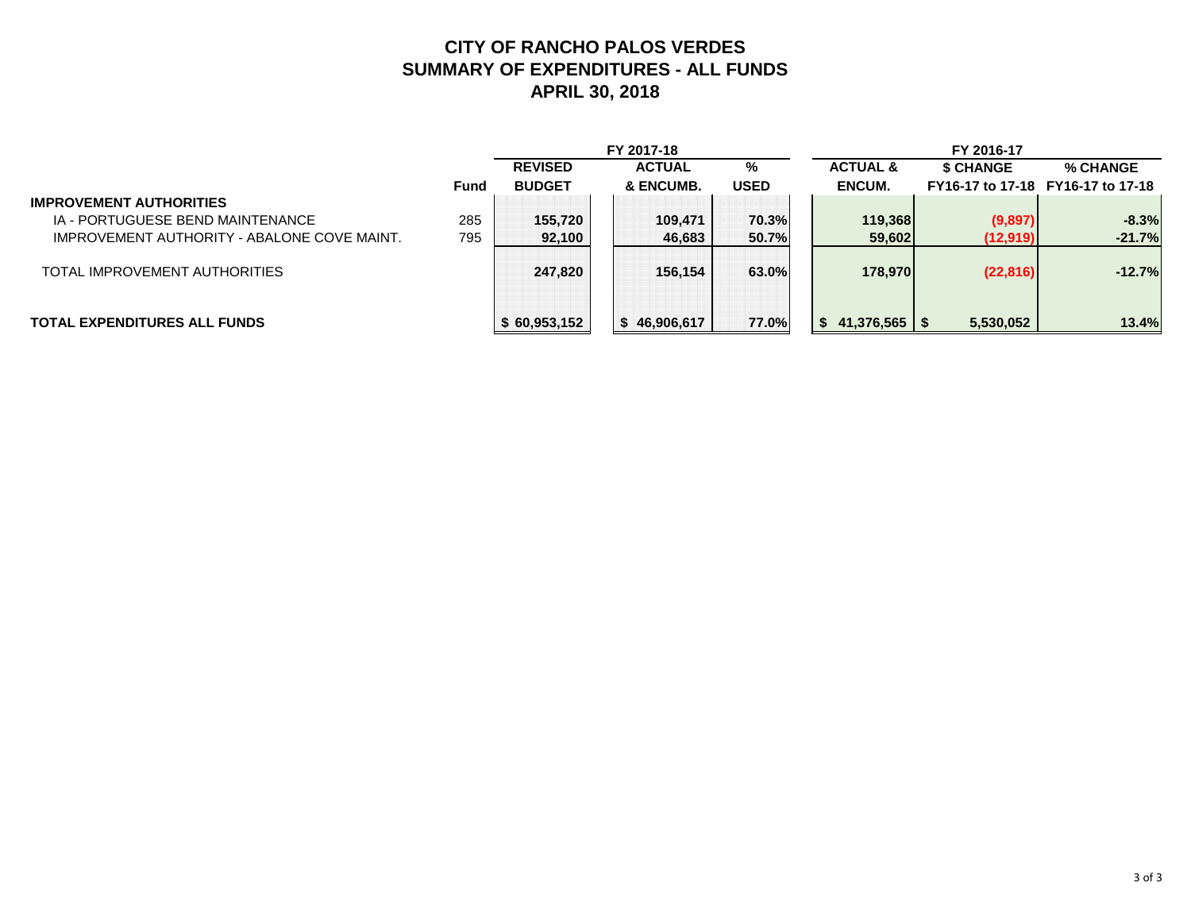# CITY OF RANCHO PALOS VERDES
## SUMMARY OF EXPENDITURES - ALL FUNDS
## APRIL 30, 2018

| | | FY 2017-18 | | | FY 2016-17 | | |
|---|---|---|---|---|---|---|---|
| | Fund | REVISED BUDGET | ACTUAL & ENCUMB. | % USED | ACTUAL & ENCUM. | $ CHANGE FY16-17 to 17-18 | % CHANGE FY16-17 to 17-18 |
| **IMPROVEMENT AUTHORITIES** | | | | | | | |
| IA - PORTUGUESE BEND MAINTENANCE | 285 | 155,720 | 109,471 | 70.3% | 119,368 | (9,897) | -8.3% |
| IMPROVEMENT AUTHORITY - ABALONE COVE MAINT. | 795 | 92,100 | 46,683 | 50.7% | 59,602 | (12,919) | -21.7% |
| TOTAL IMPROVEMENT AUTHORITIES | | 247,820 | 156,154 | 63.0% | 178,970 | (22,816) | -12.7% |
| **TOTAL EXPENDITURES ALL FUNDS** | | $ 60,953,152 | $ 46,906,617 | 77.0% | $ 41,376,565 | $ 5,530,052 | 13.4% |